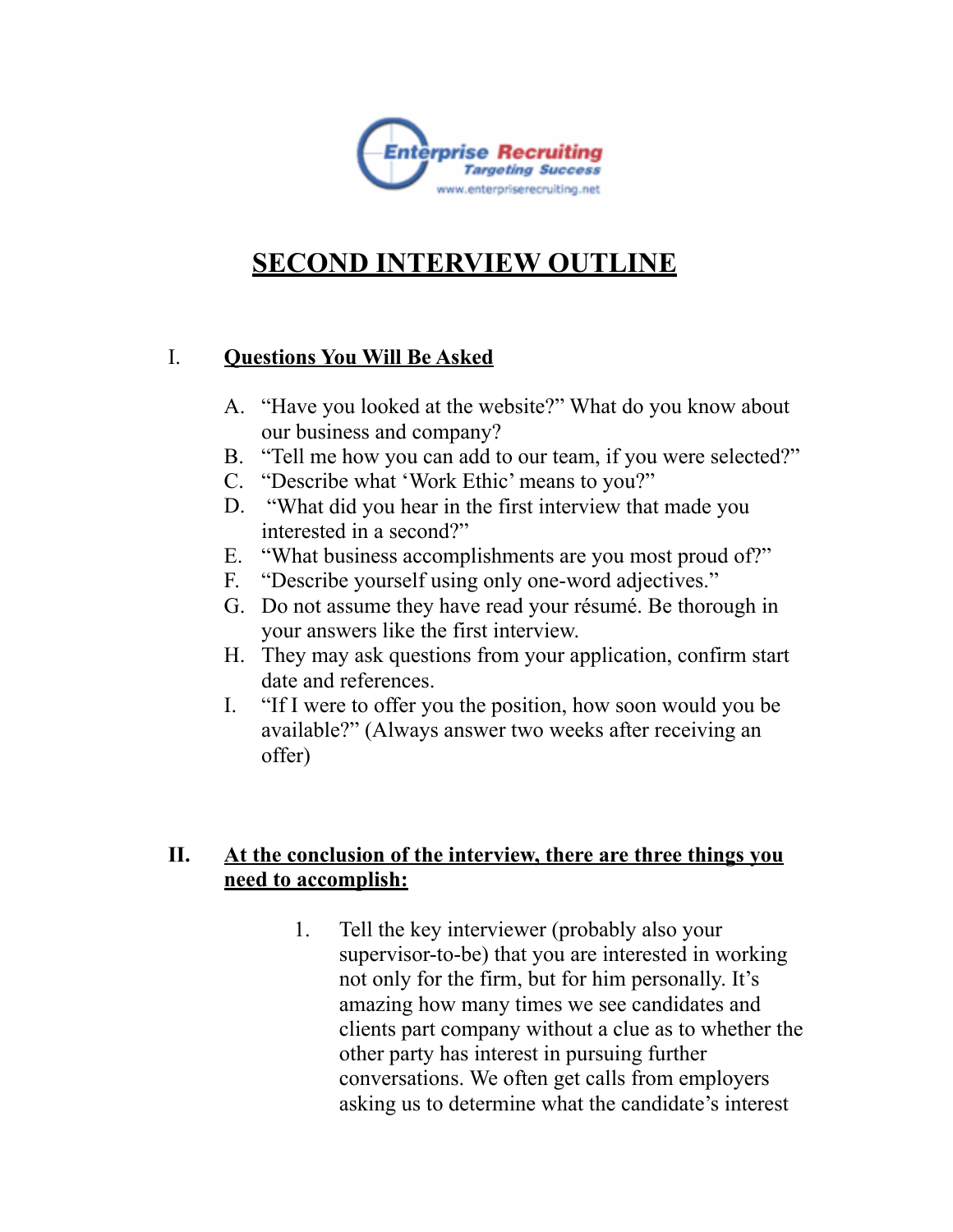Enterprise Recruiting
Targeting Success
www.enterpriserecruiting.net

# SECOND INTERVIEW OUTLINE

## I. Questions You Will Be Asked

A. "Have you looked at the website?" What do you know about our business and company?

B. "Tell me how you can add to our team, if you were selected?"

C. "Describe what 'Work Ethic' means to you?"

D. "What did you hear in the first interview that made you interested in a second?"

E. "What business accomplishments are you most proud of?"

F. "Describe yourself using only one-word adjectives."

G. Do not assume they have read your résumé. Be thorough in your answers like the first interview.

H. They may ask questions from your application, confirm start date and references.

I. "If I were to offer you the position, how soon would you be available?" (Always answer two weeks after receiving an offer)

## II. At the conclusion of the interview, there are three things you need to accomplish:

1. Tell the key interviewer (probably also your supervisor-to-be) that you are interested in working not only for the firm, but for him personally. It's amazing how many times we see candidates and clients part company without a clue as to whether the other party has interest in pursuing further conversations. We often get calls from employers asking us to determine what the candidate's interest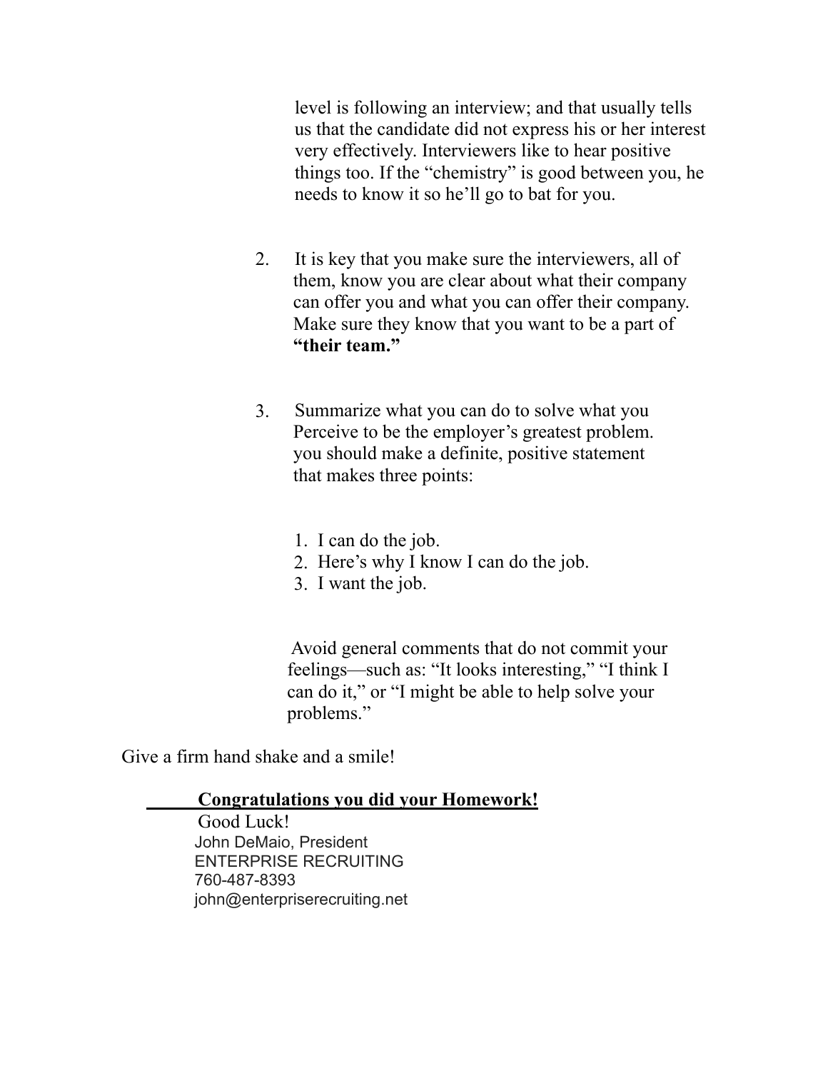level is following an interview; and that usually tells us that the candidate did not express his or her interest very effectively. Interviewers like to hear positive things too. If the "chemistry" is good between you, he needs to know it so he'll go to bat for you.

2. It is key that you make sure the interviewers, all of them, know you are clear about what their company can offer you and what you can offer their company. Make sure they know that you want to be a part of **"their team."**

3. Summarize what you can do to solve what you Perceive to be the employer's greatest problem. you should make a definite, positive statement that makes three points:

    1. I can do the job.
    2. Here's why I know I can do the job.
    3. I want the job.

    Avoid general comments that do not commit your feelings—such as: "It looks interesting," "I think I can do it," or "I might be able to help solve your problems."

Give a firm hand shake and a smile!

**Congratulations you did your Homework!**

Good Luck!

John DeMaio, President
ENTERPRISE RECRUITING
760-487-8393
john@enterpriserecruiting.net